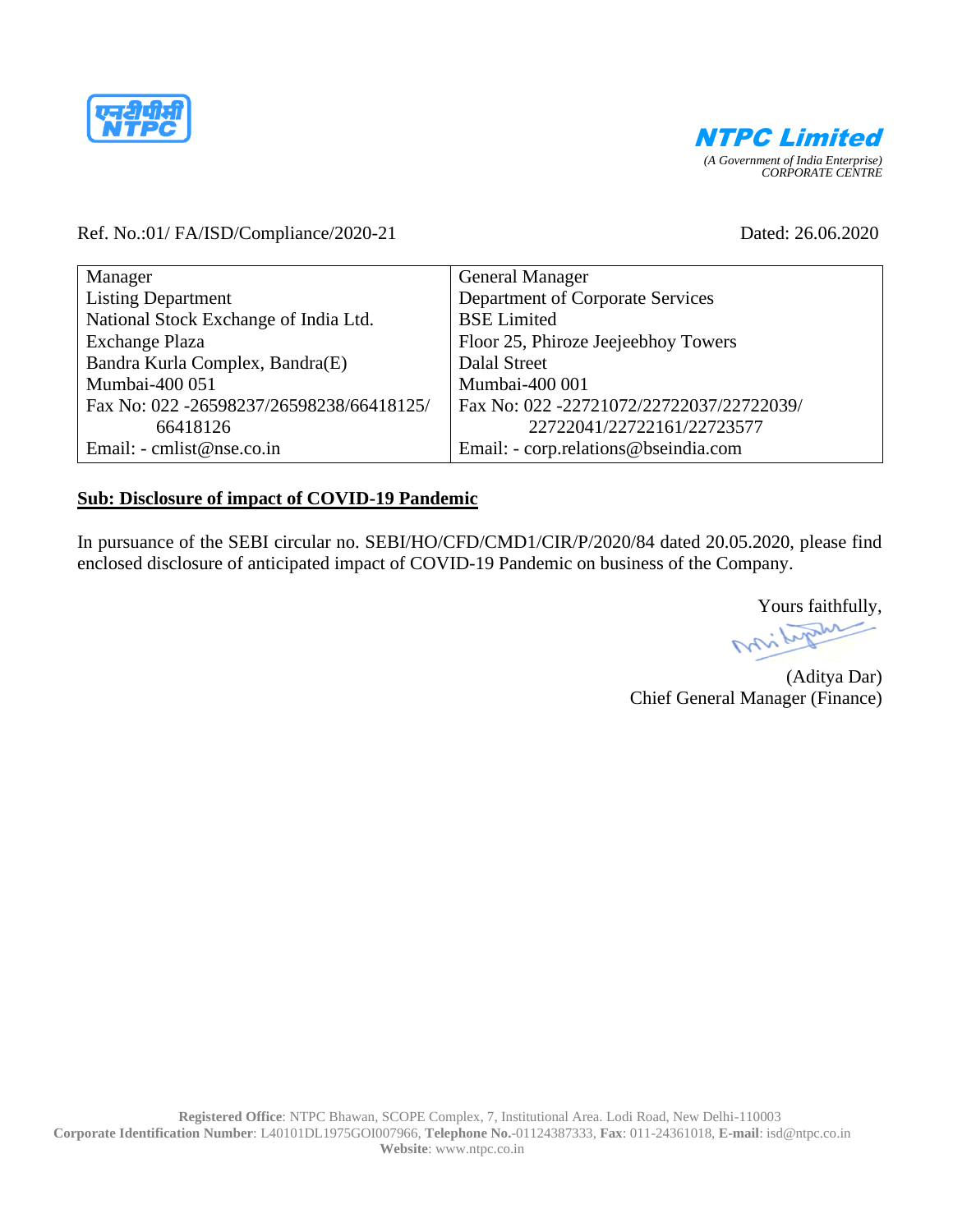एनटीपीसी
NTPC

**NTPC Limited**
*(A Government of India Enterprise)*
*CORPORATE CENTRE*

Ref. No.:01/ FA/ISD/Compliance/2020-21

Dated: 26.06.2020

| | |
|---|---|
| Manager<br>Listing Department<br>National Stock Exchange of India Ltd.<br>Exchange Plaza<br>Bandra Kurla Complex, Bandra(E)<br>Mumbai-400 051<br>Fax No: 022 -26598237/26598238/66418125/ 66418126<br>Email: - cmlist@nse.co.in | General Manager<br>Department of Corporate Services<br>BSE Limited<br>Floor 25, Phiroze Jeejeebhoy Towers<br>Dalal Street<br>Mumbai-400 001<br>Fax No: 022 -22721072/22722037/22722039/ 22722041/22722161/22723577<br>Email: - corp.relations@bseindia.com |

**Sub: Disclosure of impact of COVID-19 Pandemic**

In pursuance of the SEBI circular no. SEBI/HO/CFD/CMD1/CIR/P/2020/84 dated 20.05.2020, please find enclosed disclosure of anticipated impact of COVID-19 Pandemic on business of the Company.

Yours faithfully,

(Aditya Dar)
Chief General Manager (Finance)

**Registered Office**: NTPC Bhawan, SCOPE Complex, 7, Institutional Area. Lodi Road, New Delhi-110003
**Corporate Identification Number**: L40101DL1975GOI007966, **Telephone No.**-01124387333, **Fax**: 011-24361018, **E-mail**: isd@ntpc.co.in
**Website**: www.ntpc.co.in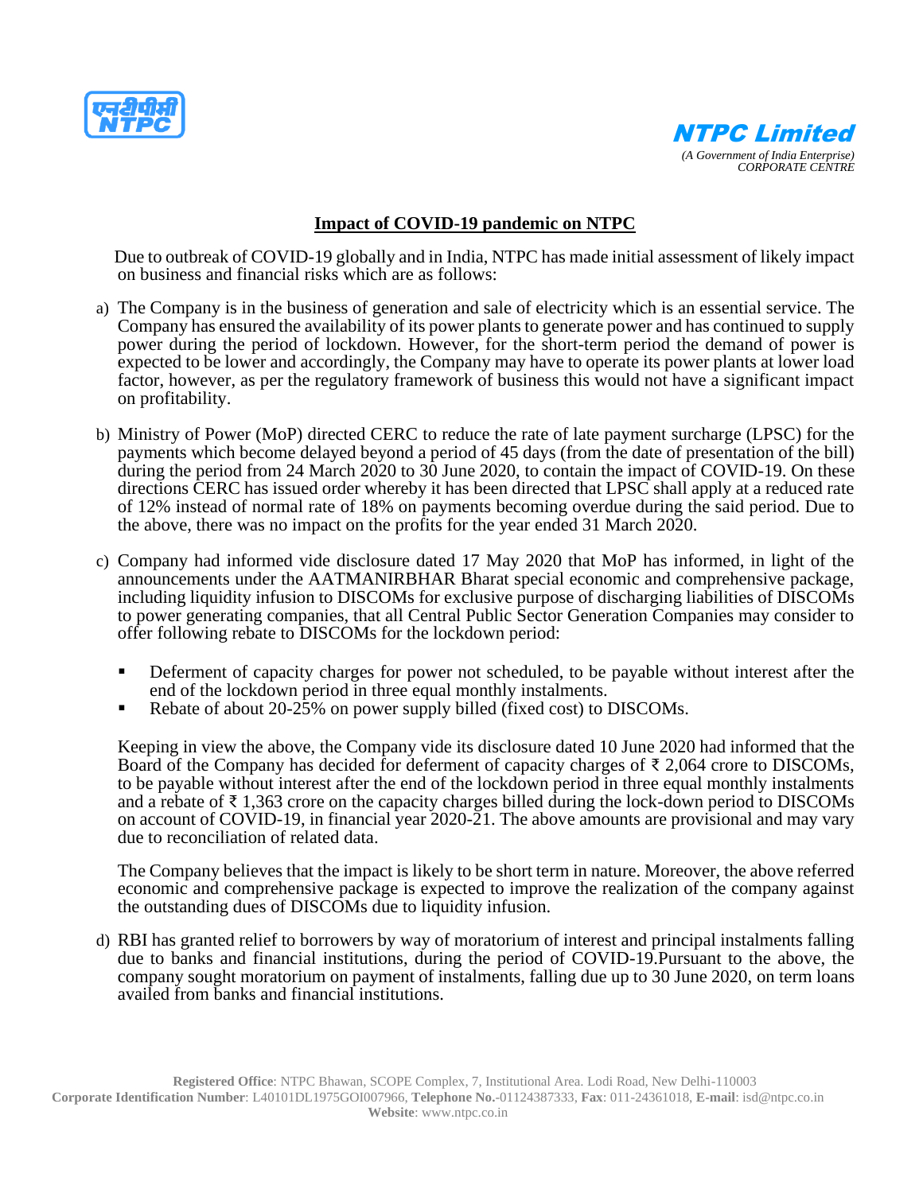**NTPC Limited**
*(A Government of India Enterprise)*
*CORPORATE CENTRE*

## Impact of COVID-19 pandemic on NTPC

Due to outbreak of COVID-19 globally and in India, NTPC has made initial assessment of likely impact on business and financial risks which are as follows:

a) The Company is in the business of generation and sale of electricity which is an essential service. The Company has ensured the availability of its power plants to generate power and has continued to supply power during the period of lockdown. However, for the short-term period the demand of power is expected to be lower and accordingly, the Company may have to operate its power plants at lower load factor, however, as per the regulatory framework of business this would not have a significant impact on profitability.

b) Ministry of Power (MoP) directed CERC to reduce the rate of late payment surcharge (LPSC) for the payments which become delayed beyond a period of 45 days (from the date of presentation of the bill) during the period from 24 March 2020 to 30 June 2020, to contain the impact of COVID-19. On these directions CERC has issued order whereby it has been directed that LPSC shall apply at a reduced rate of 12% instead of normal rate of 18% on payments becoming overdue during the said period. Due to the above, there was no impact on the profits for the year ended 31 March 2020.

c) Company had informed vide disclosure dated 17 May 2020 that MoP has informed, in light of the announcements under the AATMANIRBHAR Bharat special economic and comprehensive package, including liquidity infusion to DISCOMs for exclusive purpose of discharging liabilities of DISCOMs to power generating companies, that all Central Public Sector Generation Companies may consider to offer following rebate to DISCOMs for the lockdown period:

   - Deferment of capacity charges for power not scheduled, to be payable without interest after the end of the lockdown period in three equal monthly instalments.
   - Rebate of about 20-25% on power supply billed (fixed cost) to DISCOMs.

   Keeping in view the above, the Company vide its disclosure dated 10 June 2020 had informed that the Board of the Company has decided for deferment of capacity charges of ₹ 2,064 crore to DISCOMs, to be payable without interest after the end of the lockdown period in three equal monthly instalments and a rebate of ₹ 1,363 crore on the capacity charges billed during the lock-down period to DISCOMs on account of COVID-19, in financial year 2020-21. The above amounts are provisional and may vary due to reconciliation of related data.

   The Company believes that the impact is likely to be short term in nature. Moreover, the above referred economic and comprehensive package is expected to improve the realization of the company against the outstanding dues of DISCOMs due to liquidity infusion.

d) RBI has granted relief to borrowers by way of moratorium of interest and principal instalments falling due to banks and financial institutions, during the period of COVID-19.Pursuant to the above, the company sought moratorium on payment of instalments, falling due up to 30 June 2020, on term loans availed from banks and financial institutions.

**Registered Office**: NTPC Bhawan, SCOPE Complex, 7, Institutional Area. Lodi Road, New Delhi-110003
**Corporate Identification Number**: L40101DL1975GOI007966, **Telephone No.**-01124387333, **Fax**: 011-24361018, **E-mail**: isd@ntpc.co.in
**Website**: www.ntpc.co.in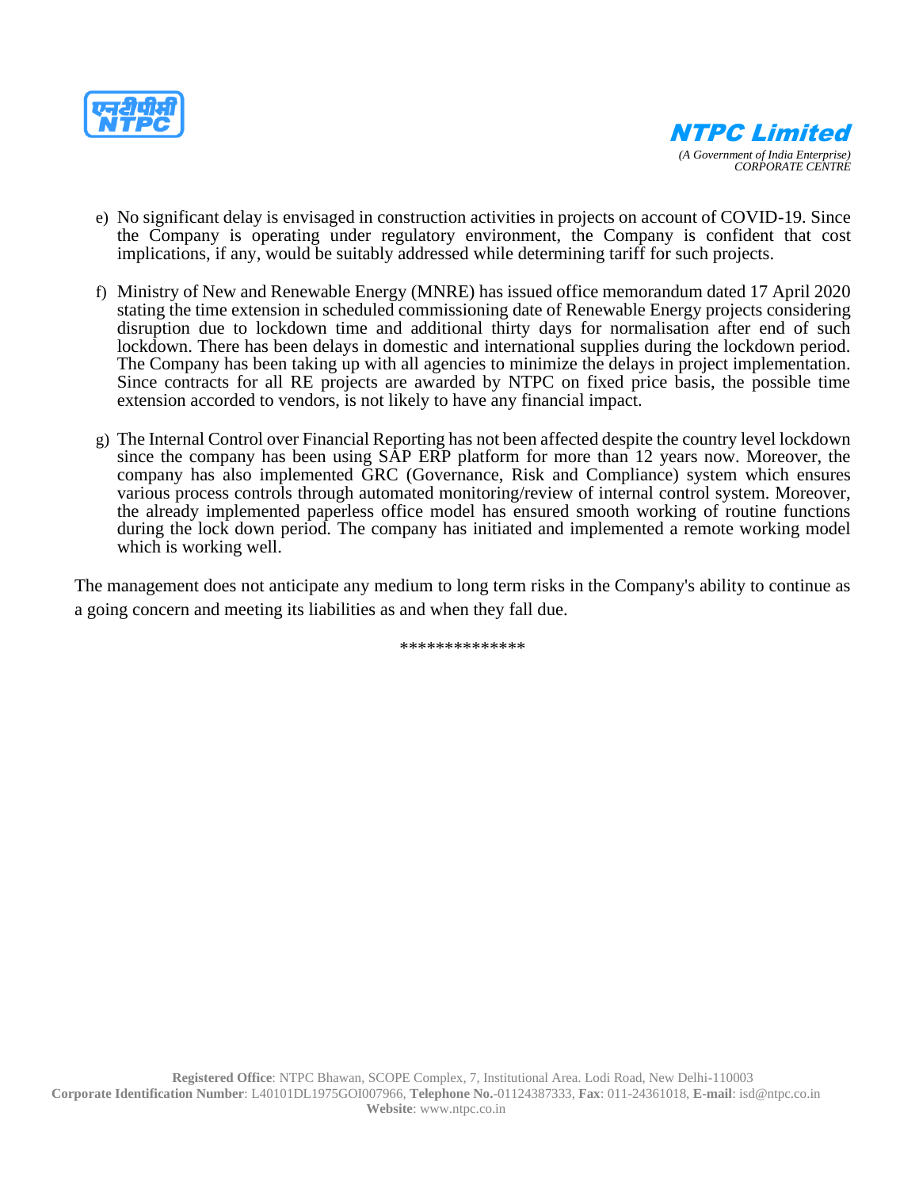e) No significant delay is envisaged in construction activities in projects on account of COVID-19. Since the Company is operating under regulatory environment, the Company is confident that cost implications, if any, would be suitably addressed while determining tariff for such projects.

f) Ministry of New and Renewable Energy (MNRE) has issued office memorandum dated 17 April 2020 stating the time extension in scheduled commissioning date of Renewable Energy projects considering disruption due to lockdown time and additional thirty days for normalisation after end of such lockdown. There has been delays in domestic and international supplies during the lockdown period. The Company has been taking up with all agencies to minimize the delays in project implementation. Since contracts for all RE projects are awarded by NTPC on fixed price basis, the possible time extension accorded to vendors, is not likely to have any financial impact.

g) The Internal Control over Financial Reporting has not been affected despite the country level lockdown since the company has been using SAP ERP platform for more than 12 years now. Moreover, the company has also implemented GRC (Governance, Risk and Compliance) system which ensures various process controls through automated monitoring/review of internal control system. Moreover, the already implemented paperless office model has ensured smooth working of routine functions during the lock down period. The company has initiated and implemented a remote working model which is working well.

The management does not anticipate any medium to long term risks in the Company's ability to continue as a going concern and meeting its liabilities as and when they fall due.

**************